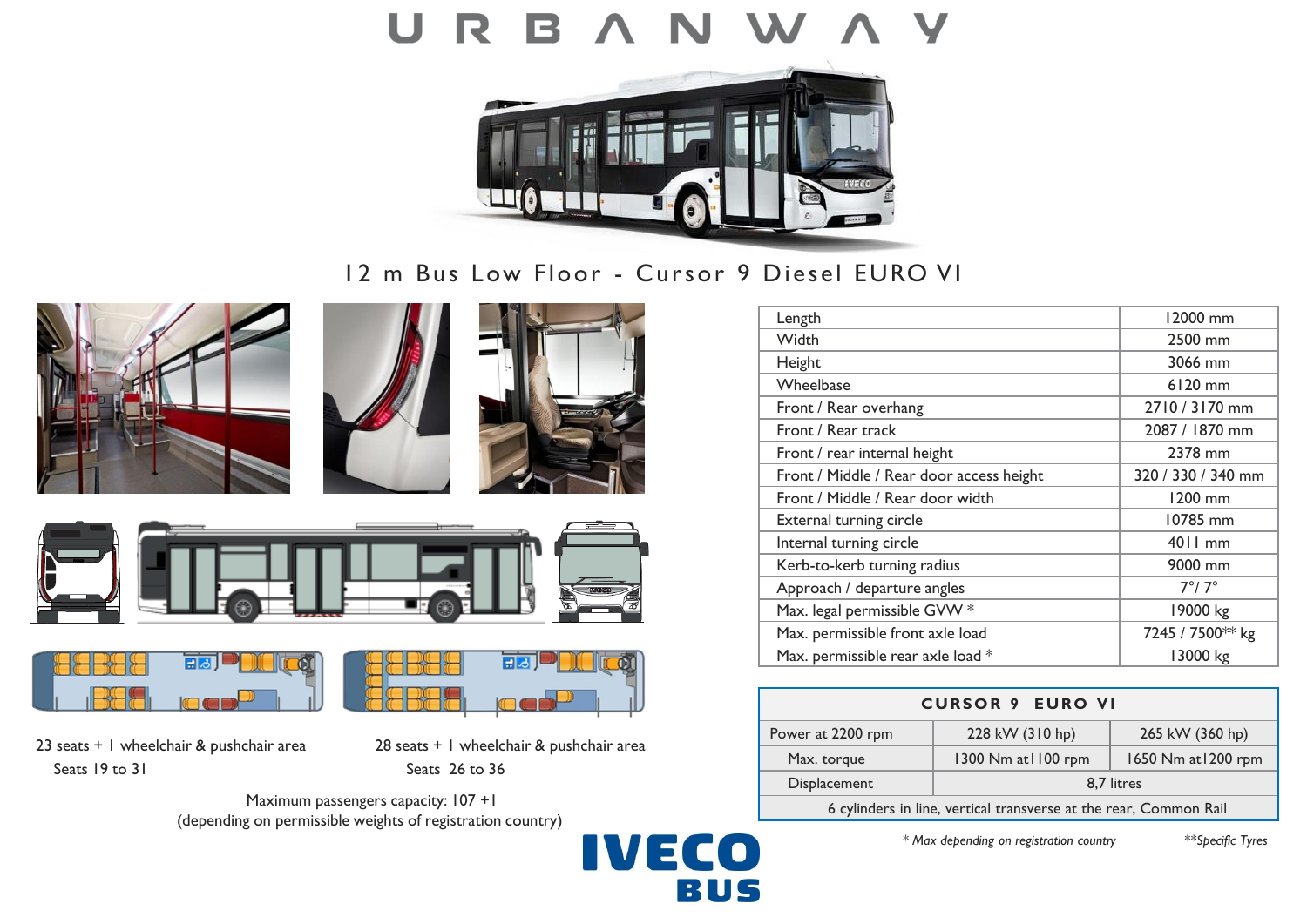# URBANWAY

## 12 m Bus Low Floor - Cursor 9 Diesel EURO VI

| | |
|---|---|
| Length | 12000 mm |
| Width | 2500 mm |
| Height | 3066 mm |
| Wheelbase | 6120 mm |
| Front / Rear overhang | 2710 / 3170 mm |
| Front / Rear track | 2087 / 1870 mm |
| Front / rear internal height | 2378 mm |
| Front / Middle / Rear door access height | 320 / 330 / 340 mm |
| Front / Middle / Rear door width | 1200 mm |
| External turning circle | 10785 mm |
| Internal turning circle | 4011 mm |
| Kerb-to-kerb turning radius | 9000 mm |
| Approach / departure angles | 7°/ 7° |
| Max. legal permissible GVW * | 19000 kg |
| Max. permissible front axle load | 7245 / 7500** kg |
| Max. permissible rear axle load * | 13000 kg |

| CURSOR 9 EURO VI | | |
|---|---|---|
| Power at 2200 rpm | 228 kW (310 hp) | 265 kW (360 hp) |
| Max. torque | 1300 Nm at1100 rpm | 1650 Nm at1200 rpm |
| Displacement | 8,7 litres | |
| 6 cylinders in line, vertical transverse at the rear, Common Rail | | |

*\* Max depending on registration country* *\*\*Specific Tyres*

23 seats + 1 wheelchair & pushchair area
Seats 19 to 31

28 seats + 1 wheelchair & pushchair area
Seats 26 to 36

Maximum passengers capacity: 107 +1
(depending on permissible weights of registration country)

IVECO BUS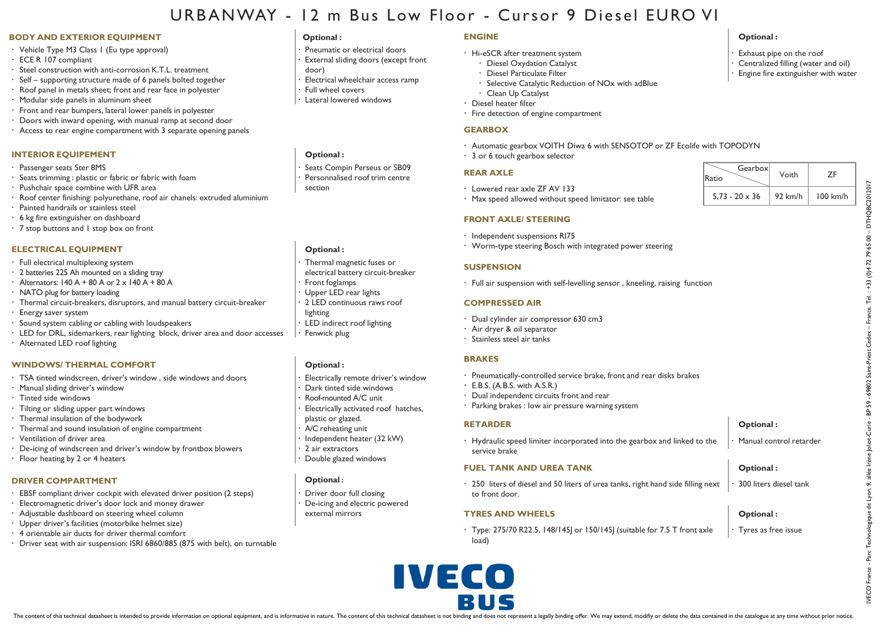# URBANWAY - 12 m Bus Low Floor - Cursor 9 Diesel EURO VI

## BODY AND EXTERIOR EQUIPMENT

- Vehicle Type M3 Class I (Eu type approval)
- ECE R 107 compliant
- Steel construction with anti-corrosion K.T.L. treatment
- Self – supporting structure made of 6 panels bolted together
- Roof panel in metals sheet; front and rear face in polyester
- Modular side panels in aluminum sheet
- Front and rear bumpers, lateral lower panels in polyester
- Doors with inward opening, with manual ramp at second door
- Access to rear engine compartment with 3 separate opening panels

**Optional :**

- Pneumatic or electrical doors
- External sliding doors (except front door)
- Electrical wheelchair access ramp
- Full wheel covers
- Lateral lowered windows

## INTERIOR EQUIPEMENT

- Passenger seats Ster 8MS
- Seats trimming : plastic or fabric or fabric with foam
- Pushchair space combine with UFR area
- Roof center finishing: polyurethane, roof air chanels: extruded aluminium
- Painted handrails or stainless steel
- 6 kg fire extinguisher on dashboard
- 7 stop buttons and 1 stop box on front

**Optional :**

- Seats Compin Perseus or SB09
- Personnalised roof trim centre section

## ELECTRICAL EQUIPMENT

- Full electrical multiplexing system
- 2 batteries 225 Ah mounted on a sliding tray
- Alternators: 140 A + 80 A or 2 x 140 A + 80 A
- NATO plug for battery loading
- Thermal circuit-breakers, disruptors, and manual battery circuit-breaker
- Energy saver system
- Sound system cabling or cabling with loudspeakers
- LED for DRL, sidemarkers, rear lighting block, driver area and door accesses
- Alternated LED roof lighting

**Optional :**

- Thermal magnetic fuses or electrical battery circuit-breaker
- Front foglamps
- Upper LED rear lights
- 2 LED continuous raws roof lighting
- LED indirect roof lighting
- Fenwick plug

## WINDOWS/ THERMAL COMFORT

- TSA tinted windscreen, driver's window , side windows and doors
- Manual sliding driver's window
- Tinted side windows
- Tilting or sliding upper part windows
- Thermal insulation of the bodywork
- Thermal and sound insulation of engine compartment
- Ventilation of driver area
- De-icing of windscreen and driver's window by frontbox blowers
- Floor heating by 2 or 4 heaters

**Optional :**

- Electrically remote driver's window
- Dark tinted side windows
- Roof-mounted A/C unit
- Electrically activated roof hatches, plastic or glazed.
- A/C reheating unit
- Independent heater (32 kW)
- 2 air extractors
- Double glazed windows

## DRIVER COMPARTMENT

- EBSF compliant driver cockpit with elevated driver position (2 steps)
- Electromagnetic driver's door lock and money drawer
- Adjustable dashboard on steering wheel column
- Upper driver's facilities (motorbike helmet size)
- 4 orientable air ducts for driver thermal comfort
- Driver seat with air suspension: ISRI 6860/885 (875 with belt), on turntable

**Optional :**

- Driver door full closing
- De-icing and electric powered external mirrors

## ENGINE

- Hi-eSCR after treatment system
  - Diesel Oxydation Catalyst
  - Diesel Particulate Filter
  - Selective Catalytic Reduction of NOx with adBlue
  - Clean Up Catalyst
- Diesel heater filter
- Fire detection of engine compartment

**Optional :**

- Exhaust pipe on the roof
- Centralized filling (water and oil)
- Engine fire extinguisher with water

## GEARBOX

- Automatic gearbox VOITH Diwa 6 with SENSOTOP or ZF Ecolife with TOPODYN
- 3 or 6 touch gearbox selector

## REAR AXLE

- Lowered rear axle ZF AV 133
- Max speed allowed without speed limitator: see table

| Ratio \ Gearbox | Voith | ZF |
|---|---|---|
| 5,73 - 20 x 36 | 92 km/h | 100 km/h |

## FRONT AXLE/ STEERING

- Independent suspensions RI75
- Worm-type steering Bosch with integrated power steering

## SUSPENSION

- Full air suspension with self-levelling sensor , kneeling, raising function

## COMPRESSED AIR

- Dual cylinder air compressor 630 cm3
- Air dryer & oil separator
- Stainless steel air tanks

## BRAKES

- Pneumatically-controlled service brake, front and rear disks brakes
- E.B.S. (A.B.S. with A.S.R.)
- Dual independent circuits front and rear
- Parking brakes : low air pressure warning system

## RETARDER

- Hydraulic speed limiter incorporated into the gearbox and linked to the service brake

**Optional :**

- Manual control retarder

## FUEL TANK AND UREA TANK

- 250 liters of diesel and 50 liters of urea tanks, right hand side filling next to front door.

**Optional :**

- 300 liters diesel tank

## TYRES AND WHEELS

- Type: 275/70 R22.5, 148/145J or 150/145J (suitable for 7.5 T front axle load)

**Optional :**

- Tyres as free issue

IVECO BUS

IVECO France - Parc Technologique de Lyon. 9, allée Irène Joliot-Curie - BP 59 - 69802 Saint-Priest Cedex – France. Tél. : +33 (0)4 72 79 65 00 – DTHQBC201017

The content of this technical datasheet is intended to provide information on optional equipment, and is informative in nature. The content of this technical datasheet is not binding and does not represent a legally binding offer. We may extend, modify or delete the data contained in the catalogue at any time without prior notice.